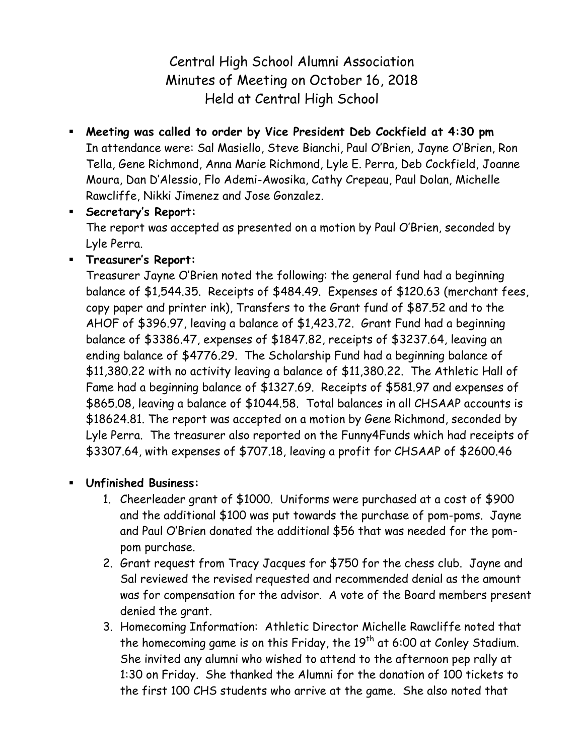# Central High School Alumni Association
## Minutes of Meeting on October 16, 2018
## Held at Central High School

- **Meeting was called to order by Vice President Deb Cockfield at 4:30 pm**
  In attendance were: Sal Masiello, Steve Bianchi, Paul O'Brien, Jayne O'Brien, Ron Tella, Gene Richmond, Anna Marie Richmond, Lyle E. Perra, Deb Cockfield, Joanne Moura, Dan D'Alessio, Flo Ademi-Awosika, Cathy Crepeau, Paul Dolan, Michelle Rawcliffe, Nikki Jimenez and Jose Gonzalez.
- **Secretary's Report:**
  The report was accepted as presented on a motion by Paul O'Brien, seconded by Lyle Perra.
- **Treasurer's Report:**
  Treasurer Jayne O'Brien noted the following: the general fund had a beginning balance of $1,544.35. Receipts of $484.49. Expenses of $120.63 (merchant fees, copy paper and printer ink), Transfers to the Grant fund of $87.52 and to the AHOF of $396.97, leaving a balance of $1,423.72. Grant Fund had a beginning balance of $3386.47, expenses of $1847.82, receipts of $3237.64, leaving an ending balance of $4776.29. The Scholarship Fund had a beginning balance of $11,380.22 with no activity leaving a balance of $11,380.22. The Athletic Hall of Fame had a beginning balance of $1327.69. Receipts of $581.97 and expenses of $865.08, leaving a balance of $1044.58. Total balances in all CHSAAP accounts is $18624.81. The report was accepted on a motion by Gene Richmond, seconded by Lyle Perra. The treasurer also reported on the Funny4Funds which had receipts of $3307.64, with expenses of $707.18, leaving a profit for CHSAAP of $2600.46

- **Unfinished Business:**
  1. Cheerleader grant of $1000. Uniforms were purchased at a cost of $900 and the additional $100 was put towards the purchase of pom-poms. Jayne and Paul O'Brien donated the additional $56 that was needed for the pom-pom purchase.
  2. Grant request from Tracy Jacques for $750 for the chess club. Jayne and Sal reviewed the revised requested and recommended denial as the amount was for compensation for the advisor. A vote of the Board members present denied the grant.
  3. Homecoming Information: Athletic Director Michelle Rawcliffe noted that the homecoming game is on this Friday, the 19th at 6:00 at Conley Stadium. She invited any alumni who wished to attend to the afternoon pep rally at 1:30 on Friday. She thanked the Alumni for the donation of 100 tickets to the first 100 CHS students who arrive at the game. She also noted that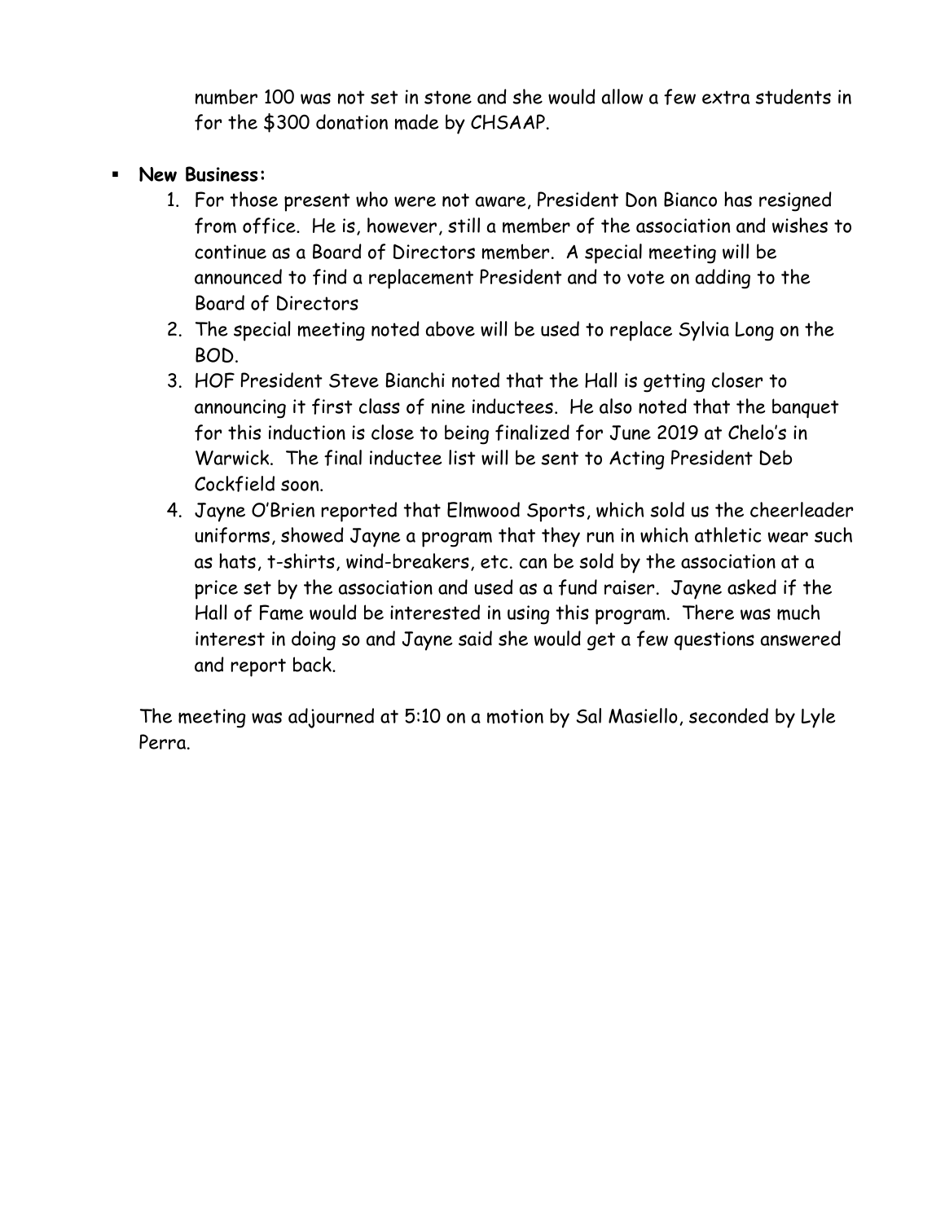number 100 was not set in stone and she would allow a few extra students in for the $300 donation made by CHSAAP.

- **New Business:**
    1. For those present who were not aware, President Don Bianco has resigned from office. He is, however, still a member of the association and wishes to continue as a Board of Directors member. A special meeting will be announced to find a replacement President and to vote on adding to the Board of Directors
    2. The special meeting noted above will be used to replace Sylvia Long on the BOD.
    3. HOF President Steve Bianchi noted that the Hall is getting closer to announcing it first class of nine inductees. He also noted that the banquet for this induction is close to being finalized for June 2019 at Chelo's in Warwick. The final inductee list will be sent to Acting President Deb Cockfield soon.
    4. Jayne O'Brien reported that Elmwood Sports, which sold us the cheerleader uniforms, showed Jayne a program that they run in which athletic wear such as hats, t-shirts, wind-breakers, etc. can be sold by the association at a price set by the association and used as a fund raiser. Jayne asked if the Hall of Fame would be interested in using this program. There was much interest in doing so and Jayne said she would get a few questions answered and report back.

The meeting was adjourned at 5:10 on a motion by Sal Masiello, seconded by Lyle Perra.